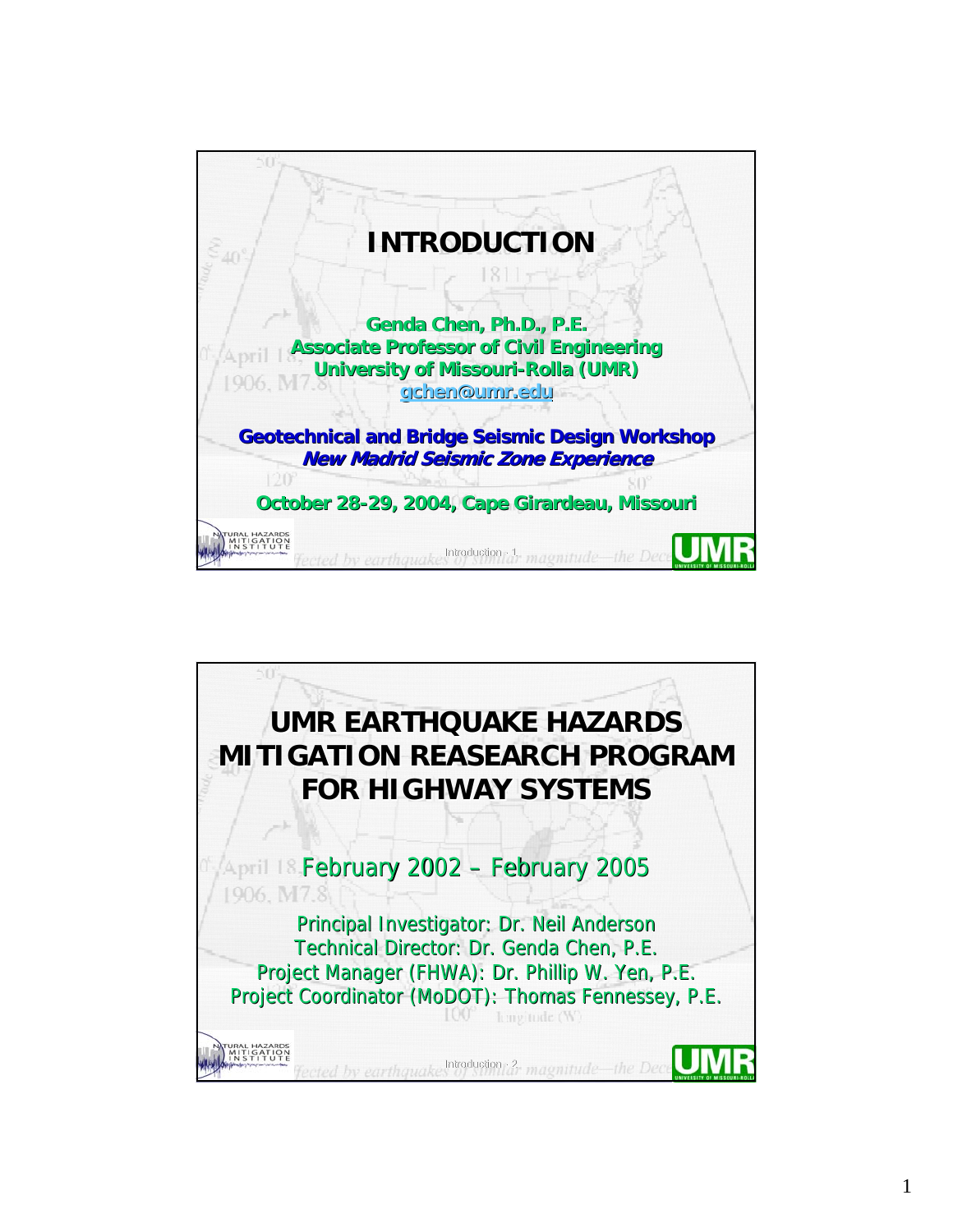# INTRODUCTION

**Genda Chen, Ph.D., P.E.**
**Associate Professor of Civil Engineering**
**University of Missouri-Rolla (UMR)**
**gchen@umr.edu**

**Geotechnical and Bridge Seismic Design Workshop**
***New Madrid Seismic Zone Experience***

**October 28-29, 2004, Cape Girardeau, Missouri**

# UMR EARTHQUAKE HAZARDS MITIGATION REASEARCH PROGRAM FOR HIGHWAY SYSTEMS

February 2002 – February 2005

Principal Investigator: Dr. Neil Anderson
Technical Director: Dr. Genda Chen, P.E.
Project Manager (FHWA): Dr. Phillip W. Yen, P.E.
Project Coordinator (MoDOT): Thomas Fennessey, P.E.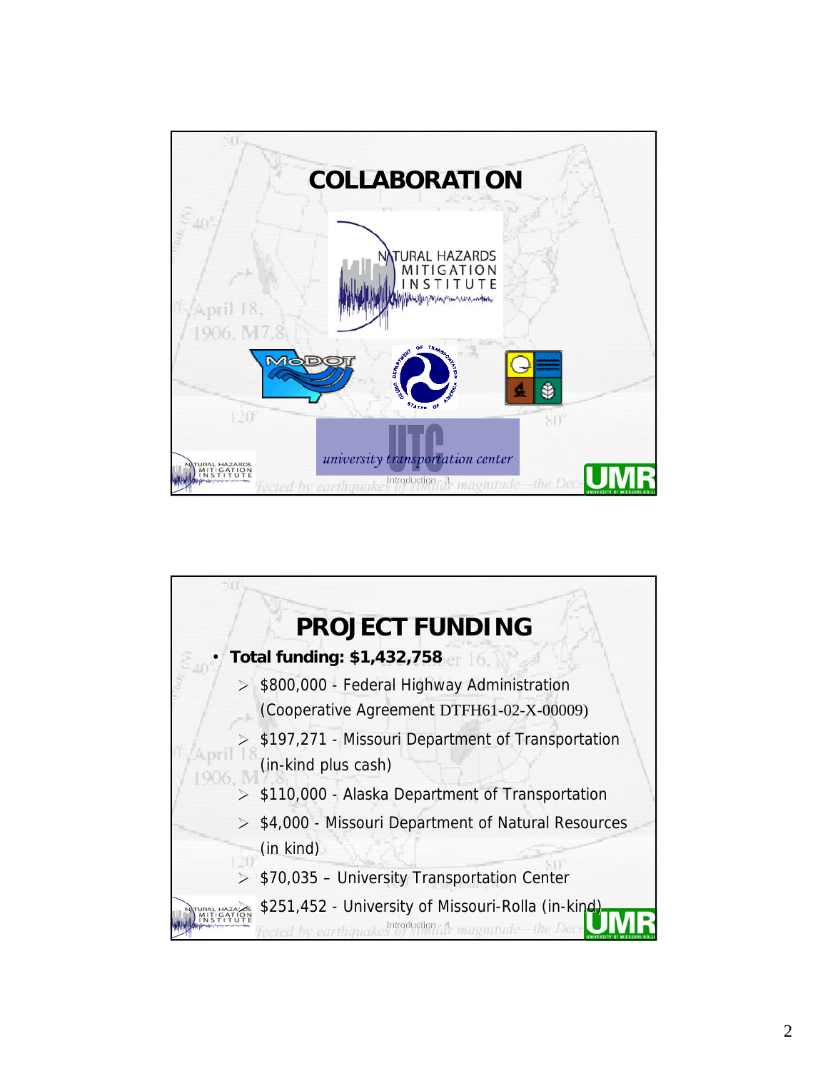# COLLABORATION

NATURAL HAZARDS MITIGATION INSTITUTE

university transportation center

# PROJECT FUNDING

- **Total funding: $1,432,758**
  - $800,000 - Federal Highway Administration (Cooperative Agreement DTFH61-02-X-00009)
  - $197,271 - Missouri Department of Transportation (in-kind plus cash)
  - $110,000 - Alaska Department of Transportation
  - $4,000 - Missouri Department of Natural Resources (in kind)
  - $70,035 – University Transportation Center
  - $251,452 - University of Missouri-Rolla (in-kind)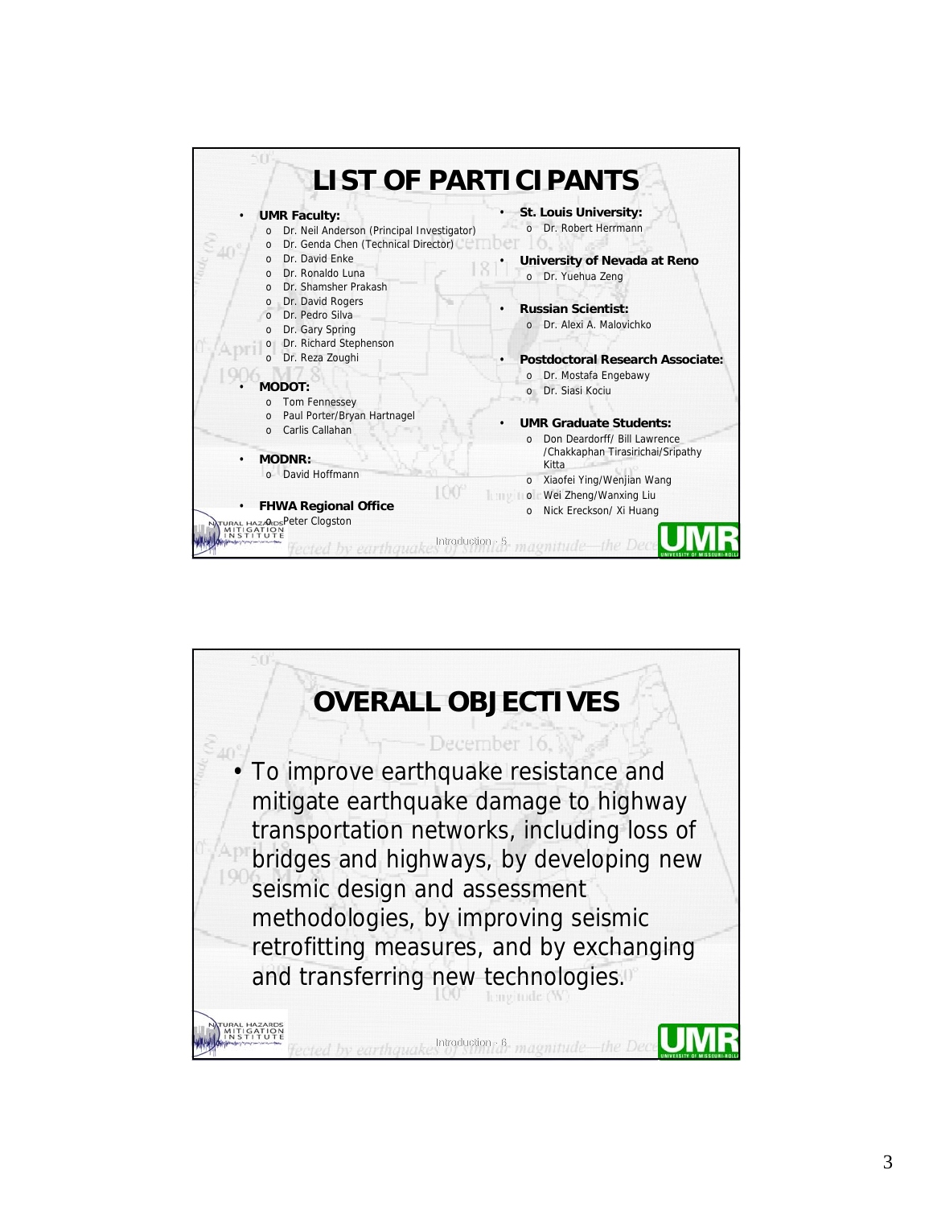# LIST OF PARTICIPANTS

- **UMR Faculty:**
  - Dr. Neil Anderson (Principal Investigator)
  - Dr. Genda Chen (Technical Director)
  - Dr. David Enke
  - Dr. Ronaldo Luna
  - Dr. Shamsher Prakash
  - Dr. David Rogers
  - Dr. Pedro Silva
  - Dr. Gary Spring
  - Dr. Richard Stephenson
  - Dr. Reza Zoughi
- **MODOT:**
  - Tom Fennessey
  - Paul Porter/Bryan Hartnagel
  - Carlis Callahan
- **MODNR:**
  - David Hoffmann
- **FHWA Regional Office**
  - Peter Clogston
- **St. Louis University:**
  - Dr. Robert Herrmann
- **University of Nevada at Reno**
  - Dr. Yuehua Zeng
- **Russian Scientist:**
  - Dr. Alexi A. Malovichko
- **Postdoctoral Research Associate:**
  - Dr. Mostafa Engebawy
  - Dr. Siasi Kociu
- **UMR Graduate Students:**
  - Don Deardorff/ Bill Lawrence /Chakkaphan Tirasirichai/Sripathy Kitta
  - Xiaofei Ying/Wenjian Wang
  - Wei Zheng/Wanxing Liu
  - Nick Ereckson/ Xi Huang

Introduction - 5

# OVERALL OBJECTIVES

- To improve earthquake resistance and mitigate earthquake damage to highway transportation networks, including loss of bridges and highways, by developing new seismic design and assessment methodologies, by improving seismic retrofitting measures, and by exchanging and transferring new technologies.

Introduction - 6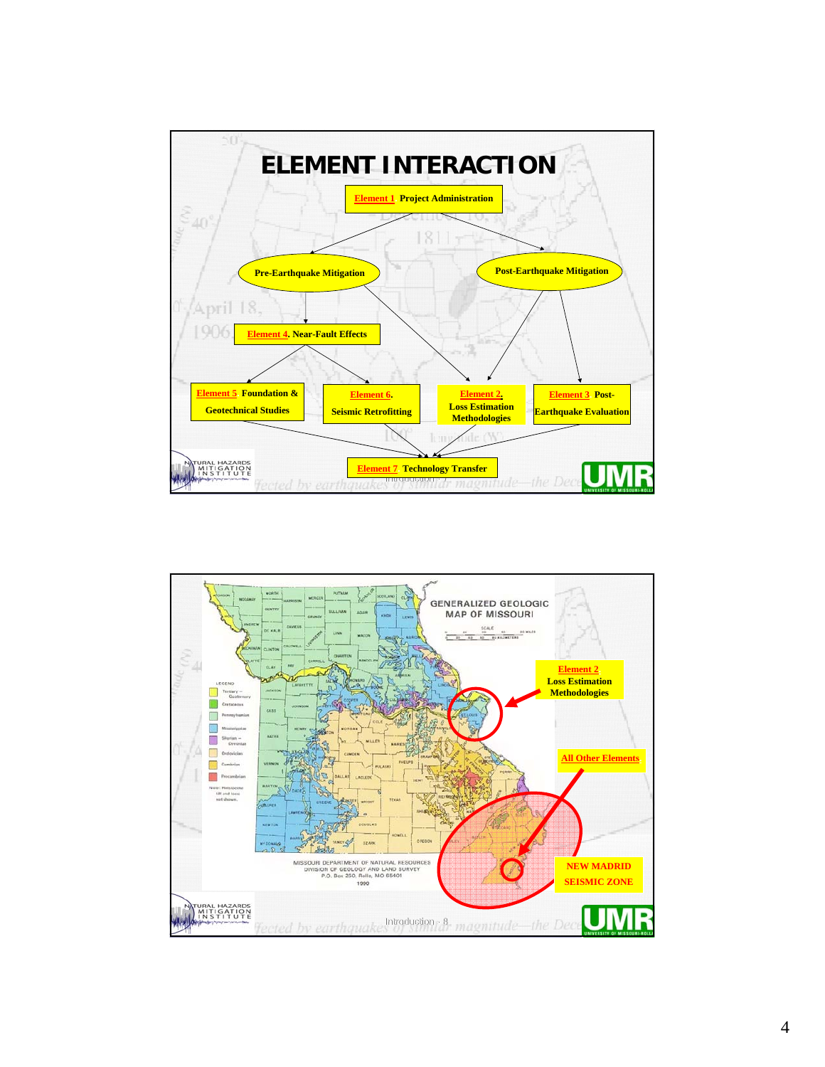# ELEMENT INTERACTION

**Element 1 Project Administration**

**Pre-Earthquake Mitigation**

**Post-Earthquake Mitigation**

**Element 4. Near-Fault Effects**

**Element 5 Foundation & Geotechnical Studies**

**Element 6. Seismic Retrofitting**

**Element 2. Loss Estimation Methodologies**

**Element 3 Post-Earthquake Evaluation**

**Element 7 Technology Transfer**

---

GENERALIZED GEOLOGIC MAP OF MISSOURI

**Element 2 Loss Estimation Methodologies**

**All Other Elements**

**NEW MADRID SEISMIC ZONE**

MISSOURI DEPARTMENT OF NATURAL RESOURCES
DIVISION OF GEOLOGY AND LAND SURVEY
P.O. Box 250, Rolla, MO 65401
1990